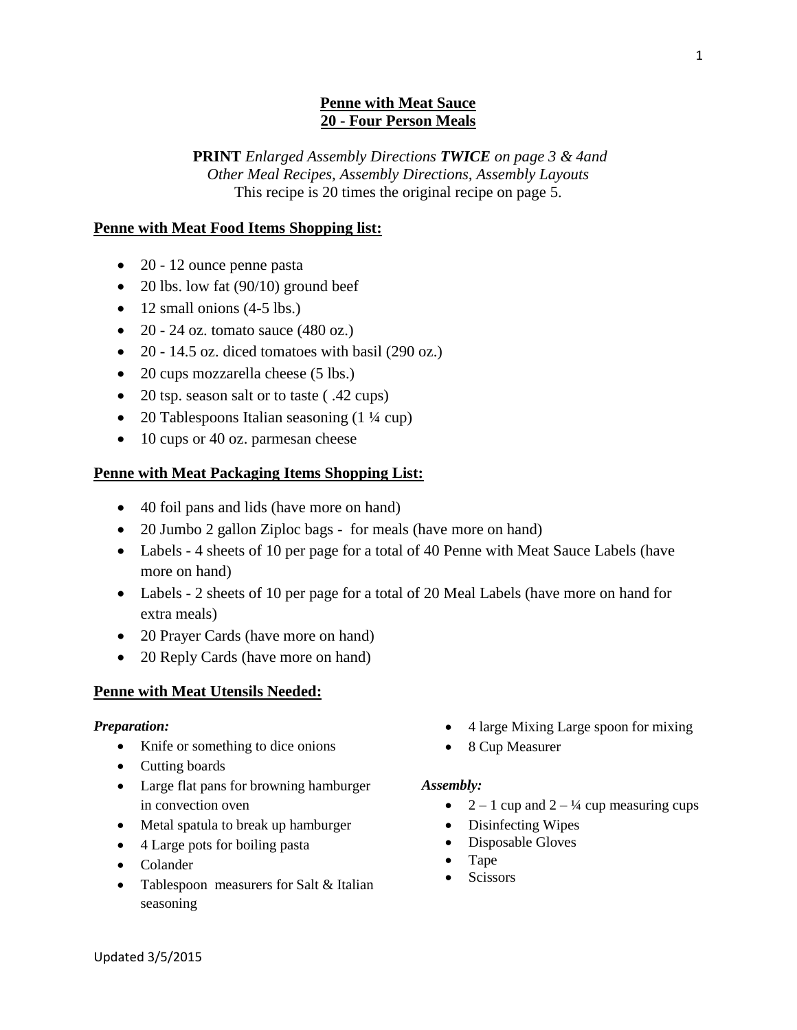**Penne with Meat Sauce**
**20 - Four Person Meals**

**PRINT** *Enlarged Assembly Directions* ***TWICE*** *on page 3 & 4and*
*Other Meal Recipes, Assembly Directions, Assembly Layouts*
This recipe is 20 times the original recipe on page 5.

## Penne with Meat Food Items Shopping list:

- 20 - 12 ounce penne pasta
- 20 lbs. low fat (90/10) ground beef
- 12 small onions (4-5 lbs.)
- 20 - 24 oz. tomato sauce (480 oz.)
- 20 - 14.5 oz. diced tomatoes with basil (290 oz.)
- 20 cups mozzarella cheese (5 lbs.)
- 20 tsp. season salt or to taste ( .42 cups)
- 20 Tablespoons Italian seasoning (1 ¼ cup)
- 10 cups or 40 oz. parmesan cheese

## Penne with Meat Packaging Items Shopping List:

- 40 foil pans and lids (have more on hand)
- 20 Jumbo 2 gallon Ziploc bags - for meals (have more on hand)
- Labels - 4 sheets of 10 per page for a total of 40 Penne with Meat Sauce Labels (have more on hand)
- Labels - 2 sheets of 10 per page for a total of 20 Meal Labels (have more on hand for extra meals)
- 20 Prayer Cards (have more on hand)
- 20 Reply Cards (have more on hand)

## Penne with Meat Utensils Needed:

***Preparation:***

- Knife or something to dice onions
- Cutting boards
- Large flat pans for browning hamburger in convection oven
- Metal spatula to break up hamburger
- 4 Large pots for boiling pasta
- Colander
- Tablespoon measurers for Salt & Italian seasoning
- 4 large Mixing Large spoon for mixing
- 8 Cup Measurer

***Assembly:***

- 2 – 1 cup and 2 – ¼ cup measuring cups
- Disinfecting Wipes
- Disposable Gloves
- Tape
- Scissors

Updated 3/5/2015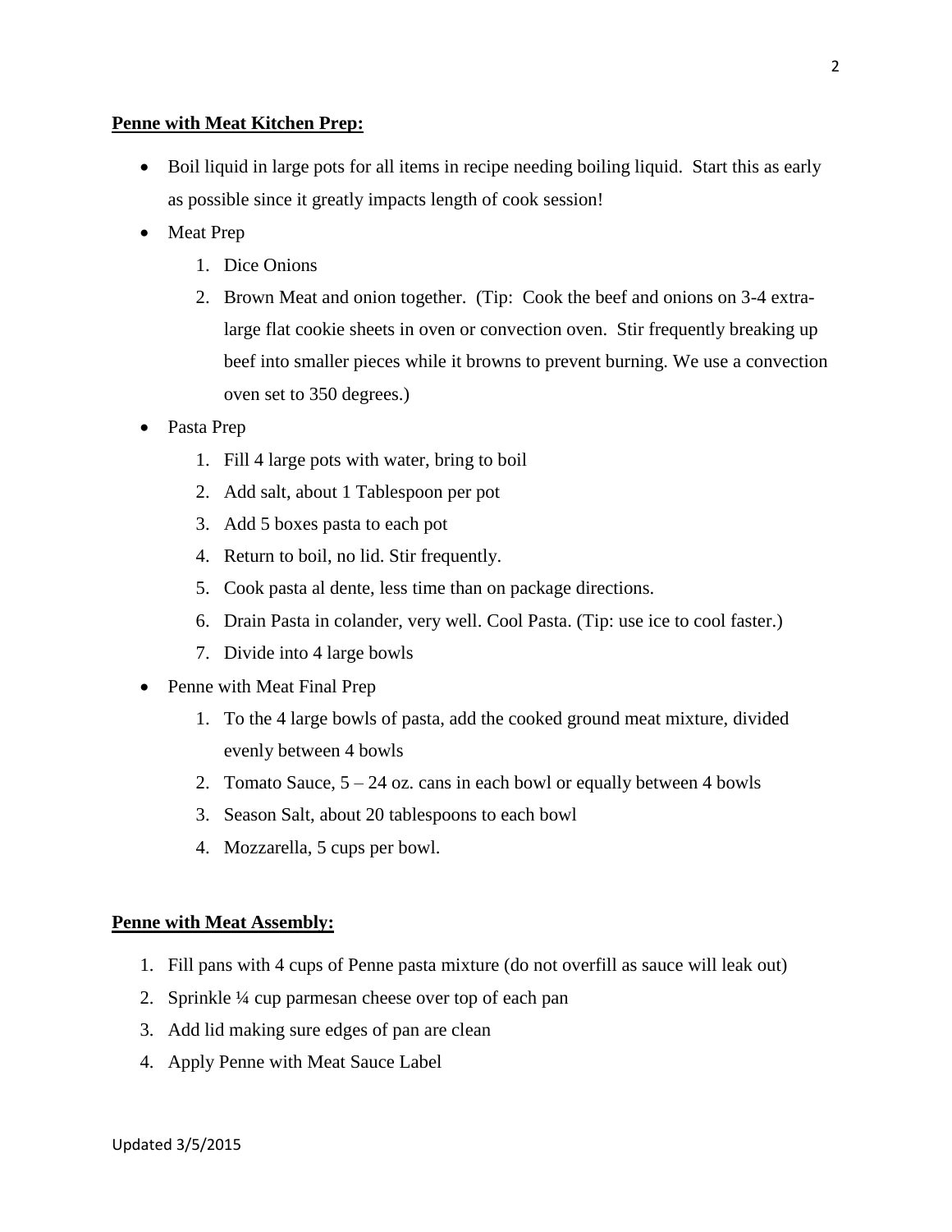**Penne with Meat Kitchen Prep:**

- Boil liquid in large pots for all items in recipe needing boiling liquid. Start this as early as possible since it greatly impacts length of cook session!
- Meat Prep
    1. Dice Onions
    2. Brown Meat and onion together. (Tip: Cook the beef and onions on 3-4 extra-large flat cookie sheets in oven or convection oven. Stir frequently breaking up beef into smaller pieces while it browns to prevent burning. We use a convection oven set to 350 degrees.)
- Pasta Prep
    1. Fill 4 large pots with water, bring to boil
    2. Add salt, about 1 Tablespoon per pot
    3. Add 5 boxes pasta to each pot
    4. Return to boil, no lid. Stir frequently.
    5. Cook pasta al dente, less time than on package directions.
    6. Drain Pasta in colander, very well. Cool Pasta. (Tip: use ice to cool faster.)
    7. Divide into 4 large bowls
- Penne with Meat Final Prep
    1. To the 4 large bowls of pasta, add the cooked ground meat mixture, divided evenly between 4 bowls
    2. Tomato Sauce, 5 – 24 oz. cans in each bowl or equally between 4 bowls
    3. Season Salt, about 20 tablespoons to each bowl
    4. Mozzarella, 5 cups per bowl.

**Penne with Meat Assembly:**

1. Fill pans with 4 cups of Penne pasta mixture (do not overfill as sauce will leak out)
2. Sprinkle ¼ cup parmesan cheese over top of each pan
3. Add lid making sure edges of pan are clean
4. Apply Penne with Meat Sauce Label

Updated 3/5/2015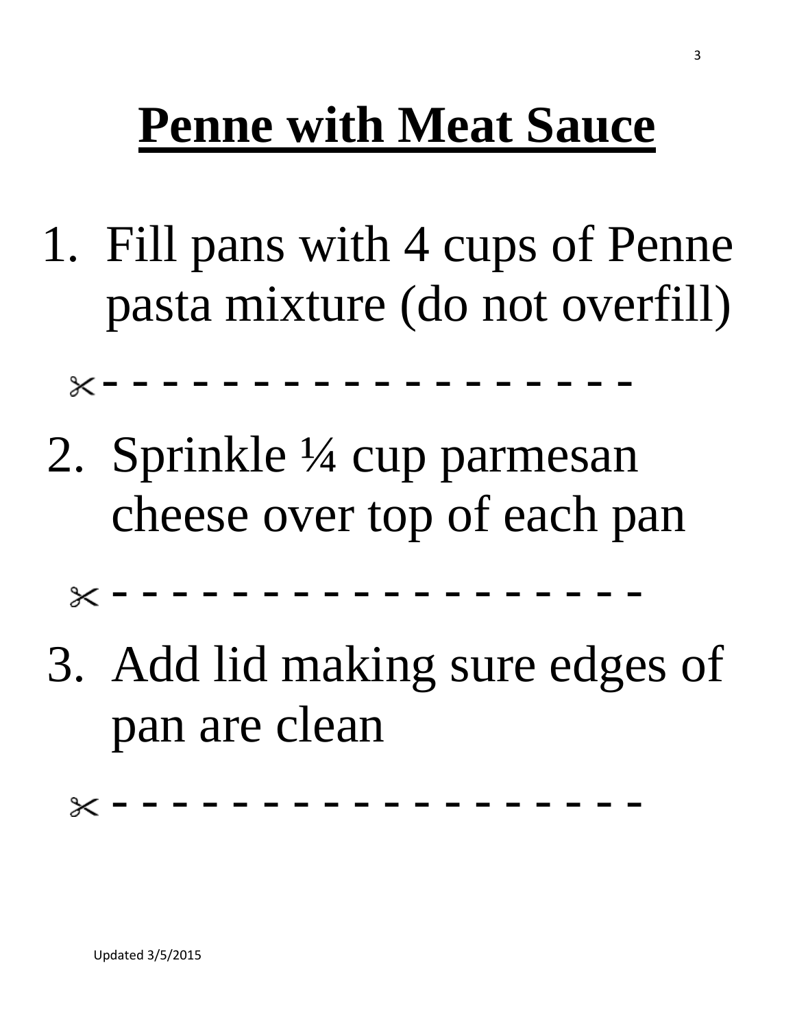# Penne with Meat Sauce

1. Fill pans with 4 cups of Penne pasta mixture (do not overfill)

✂- - - - - - - - - - - - - - - - - - -

2. Sprinkle ¼ cup parmesan cheese over top of each pan

✂- - - - - - - - - - - - - - - - - - -

3. Add lid making sure edges of pan are clean

✂- - - - - - - - - - - - - - - - - - -

Updated 3/5/2015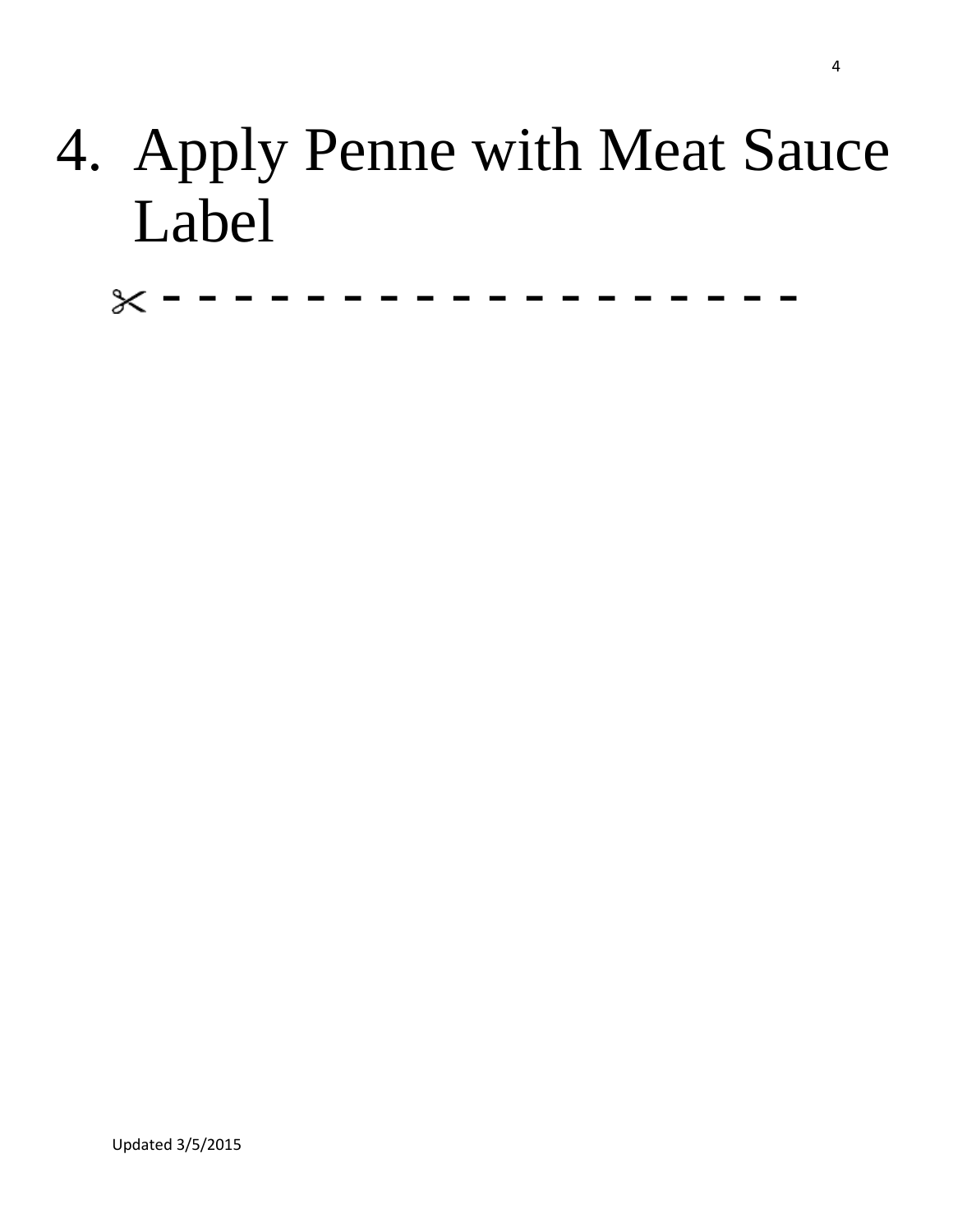4. Apply Penne with Meat Sauce Label

✂ - - - - - - - - - - - - - - - - - - - -

Updated 3/5/2015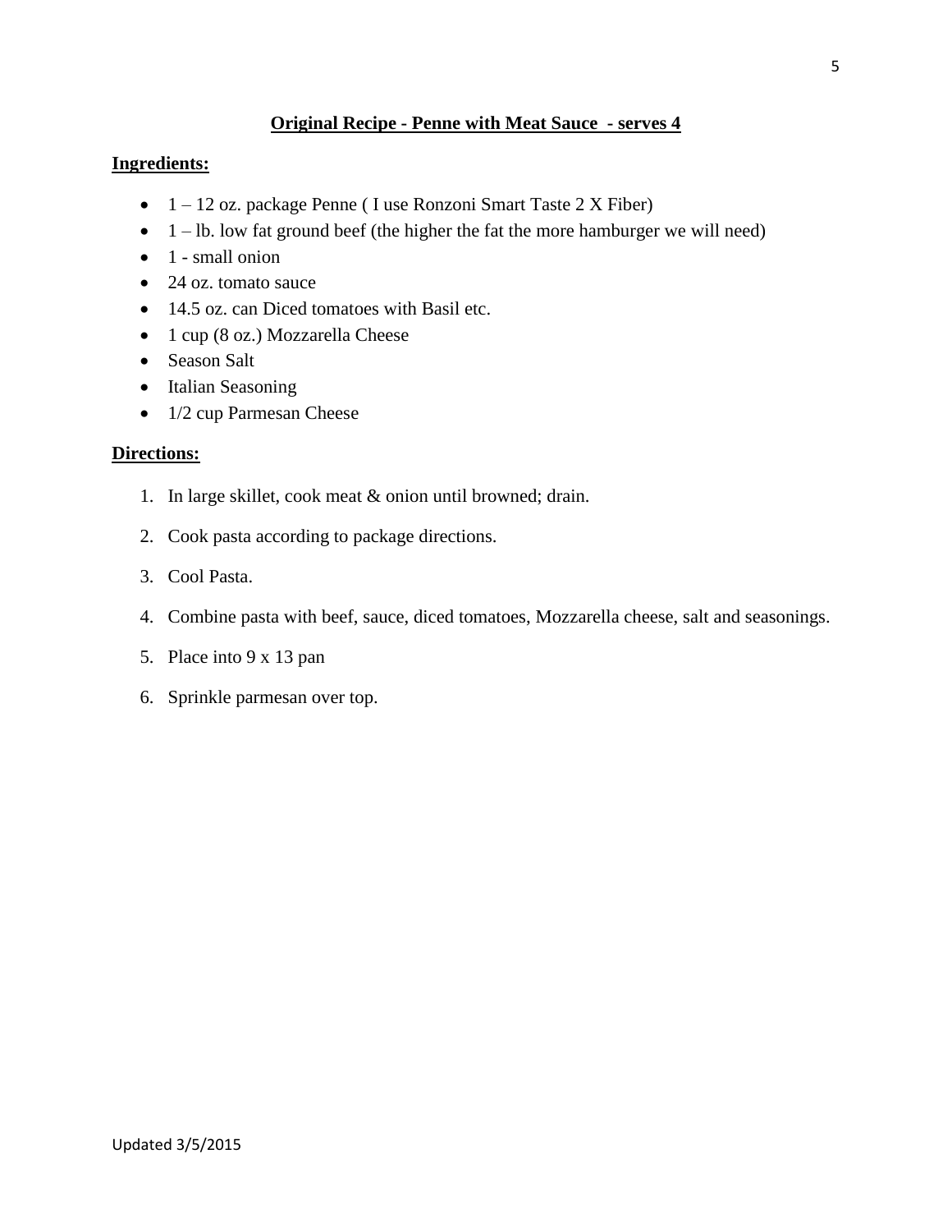## **Original Recipe - Penne with Meat Sauce - serves 4**

**Ingredients:**

- 1 – 12 oz. package Penne ( I use Ronzoni Smart Taste 2 X Fiber)
- 1 – lb. low fat ground beef (the higher the fat the more hamburger we will need)
- 1 - small onion
- 24 oz. tomato sauce
- 14.5 oz. can Diced tomatoes with Basil etc.
- 1 cup (8 oz.) Mozzarella Cheese
- Season Salt
- Italian Seasoning
- 1/2 cup Parmesan Cheese

**Directions:**

1. In large skillet, cook meat & onion until browned; drain.
2. Cook pasta according to package directions.
3. Cool Pasta.
4. Combine pasta with beef, sauce, diced tomatoes, Mozzarella cheese, salt and seasonings.
5. Place into 9 x 13 pan
6. Sprinkle parmesan over top.

Updated 3/5/2015